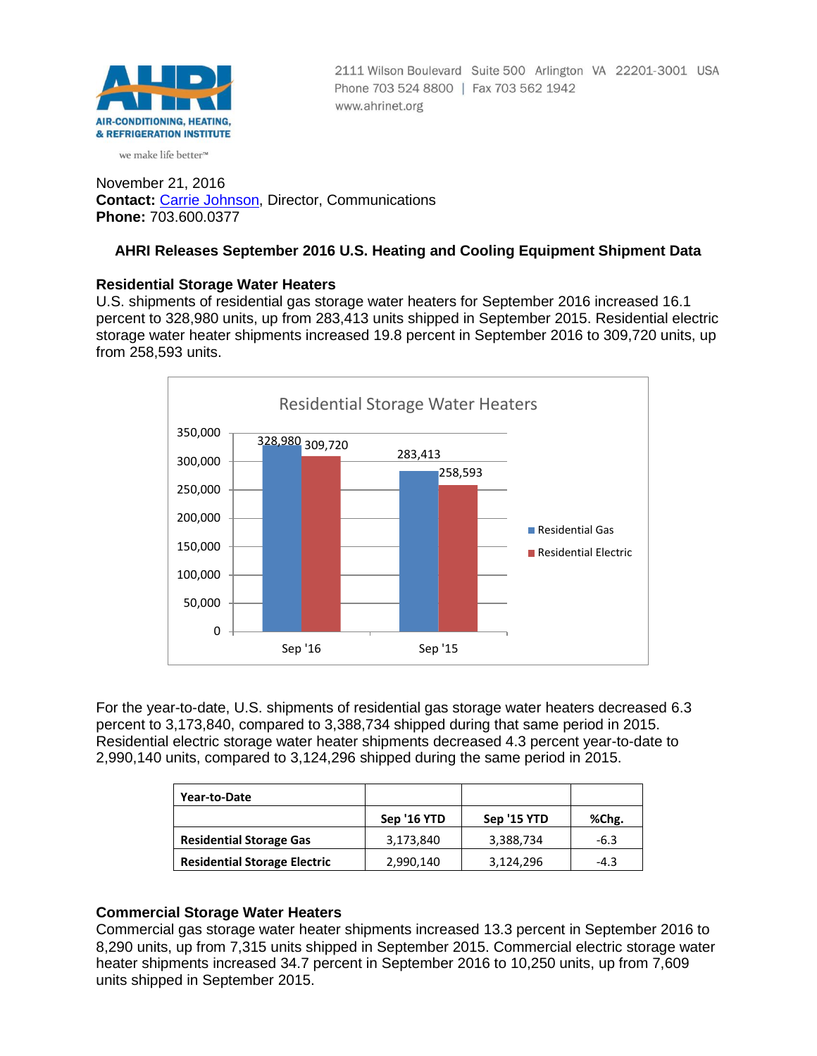AIR-CONDITIONING, HEATING, & REFRIGERATION INSTITUTE

we make life better™

2111 Wilson Boulevard Suite 500 Arlington VA 22201-3001 USA
Phone 703 524 8800 | Fax 703 562 1942
www.ahrinet.org

November 21, 2016
**Contact:** Carrie Johnson, Director, Communications
**Phone:** 703.600.0377

## AHRI Releases September 2016 U.S. Heating and Cooling Equipment Shipment Data

### Residential Storage Water Heaters

U.S. shipments of residential gas storage water heaters for September 2016 increased 16.1 percent to 328,980 units, up from 283,413 units shipped in September 2015. Residential electric storage water heater shipments increased 19.8 percent in September 2016 to 309,720 units, up from 258,593 units.

Residential Storage Water Heaters

| | Residential Gas | Residential Electric |
|---|---|---|
| Sep '16 | 328,980 | 309,720 |
| Sep '15 | 283,413 | 258,593 |

For the year-to-date, U.S. shipments of residential gas storage water heaters decreased 6.3 percent to 3,173,840, compared to 3,388,734 shipped during that same period in 2015. Residential electric storage water heater shipments decreased 4.3 percent year-to-date to 2,990,140 units, compared to 3,124,296 shipped during the same period in 2015.

| Year-to-Date | | | |
|---|---|---|---|
| | Sep '16 YTD | Sep '15 YTD | %Chg. |
| Residential Storage Gas | 3,173,840 | 3,388,734 | -6.3 |
| Residential Storage Electric | 2,990,140 | 3,124,296 | -4.3 |

### Commercial Storage Water Heaters

Commercial gas storage water heater shipments increased 13.3 percent in September 2016 to 8,290 units, up from 7,315 units shipped in September 2015. Commercial electric storage water heater shipments increased 34.7 percent in September 2016 to 10,250 units, up from 7,609 units shipped in September 2015.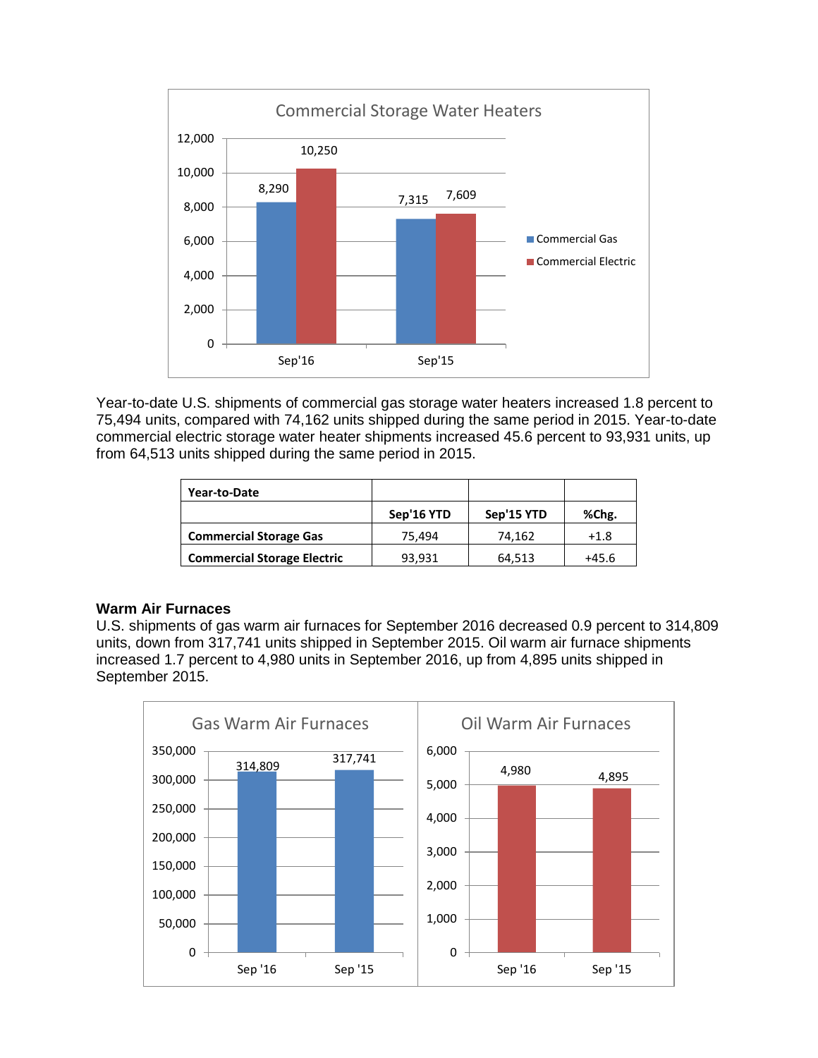Commercial Storage Water Heaters

| | Commercial Gas | Commercial Electric |
|---|---|---|
| Sep'16 | 8,290 | 10,250 |
| Sep'15 | 7,315 | 7,609 |

Year-to-date U.S. shipments of commercial gas storage water heaters increased 1.8 percent to 75,494 units, compared with 74,162 units shipped during the same period in 2015. Year-to-date commercial electric storage water heater shipments increased 45.6 percent to 93,931 units, up from 64,513 units shipped during the same period in 2015.

| **Year-to-Date** | | | |
|---|---|---|---|
| | **Sep'16 YTD** | **Sep'15 YTD** | **%Chg.** |
| **Commercial Storage Gas** | 75,494 | 74,162 | +1.8 |
| **Commercial Storage Electric** | 93,931 | 64,513 | +45.6 |

### Warm Air Furnaces

U.S. shipments of gas warm air furnaces for September 2016 decreased 0.9 percent to 314,809 units, down from 317,741 units shipped in September 2015. Oil warm air furnace shipments increased 1.7 percent to 4,980 units in September 2016, up from 4,895 units shipped in September 2015.

Gas Warm Air Furnaces

| Sep '16 | Sep '15 |
|---|---|
| 314,809 | 317,741 |

Oil Warm Air Furnaces

| Sep '16 | Sep '15 |
|---|---|
| 4,980 | 4,895 |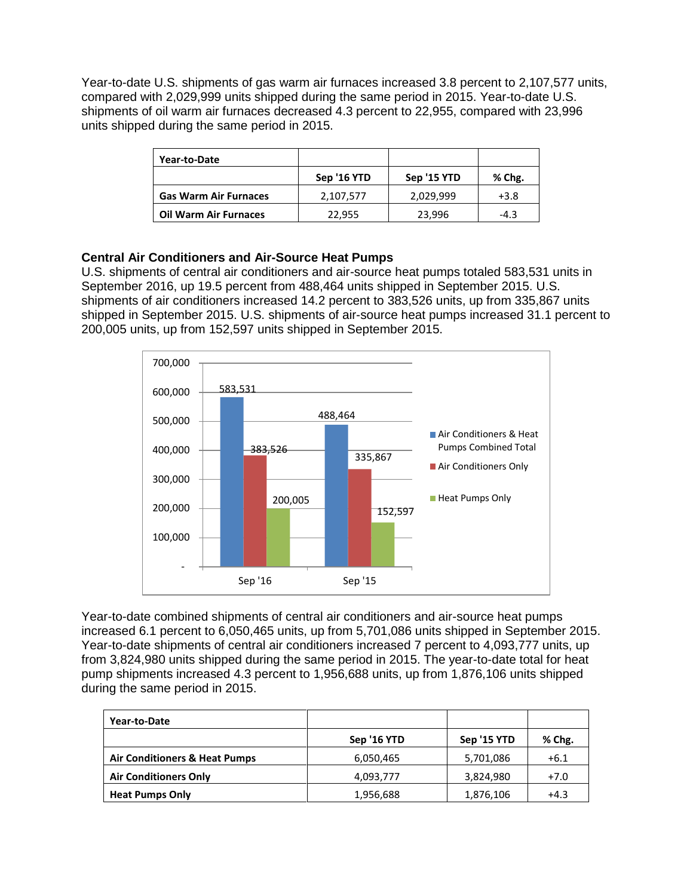Year-to-date U.S. shipments of gas warm air furnaces increased 3.8 percent to 2,107,577 units, compared with 2,029,999 units shipped during the same period in 2015. Year-to-date U.S. shipments of oil warm air furnaces decreased 4.3 percent to 22,955, compared with 23,996 units shipped during the same period in 2015.

| Year-to-Date | | | |
|---|---|---|---|
| | Sep '16 YTD | Sep '15 YTD | % Chg. |
| Gas Warm Air Furnaces | 2,107,577 | 2,029,999 | +3.8 |
| Oil Warm Air Furnaces | 22,955 | 23,996 | -4.3 |

### Central Air Conditioners and Air-Source Heat Pumps

U.S. shipments of central air conditioners and air-source heat pumps totaled 583,531 units in September 2016, up 19.5 percent from 488,464 units shipped in September 2015. U.S. shipments of air conditioners increased 14.2 percent to 383,526 units, up from 335,867 units shipped in September 2015. U.S. shipments of air-source heat pumps increased 31.1 percent to 200,005 units, up from 152,597 units shipped in September 2015.

| | Air Conditioners & Heat Pumps Combined Total | Air Conditioners Only | Heat Pumps Only |
|---|---|---|---|
| Sep '16 | 583,531 | 383,526 | 200,005 |
| Sep '15 | 488,464 | 335,867 | 152,597 |

Year-to-date combined shipments of central air conditioners and air-source heat pumps increased 6.1 percent to 6,050,465 units, up from 5,701,086 units shipped in September 2015. Year-to-date shipments of central air conditioners increased 7 percent to 4,093,777 units, up from 3,824,980 units shipped during the same period in 2015. The year-to-date total for heat pump shipments increased 4.3 percent to 1,956,688 units, up from 1,876,106 units shipped during the same period in 2015.

| Year-to-Date | | | |
|---|---|---|---|
| | Sep '16 YTD | Sep '15 YTD | % Chg. |
| Air Conditioners & Heat Pumps | 6,050,465 | 5,701,086 | +6.1 |
| Air Conditioners Only | 4,093,777 | 3,824,980 | +7.0 |
| Heat Pumps Only | 1,956,688 | 1,876,106 | +4.3 |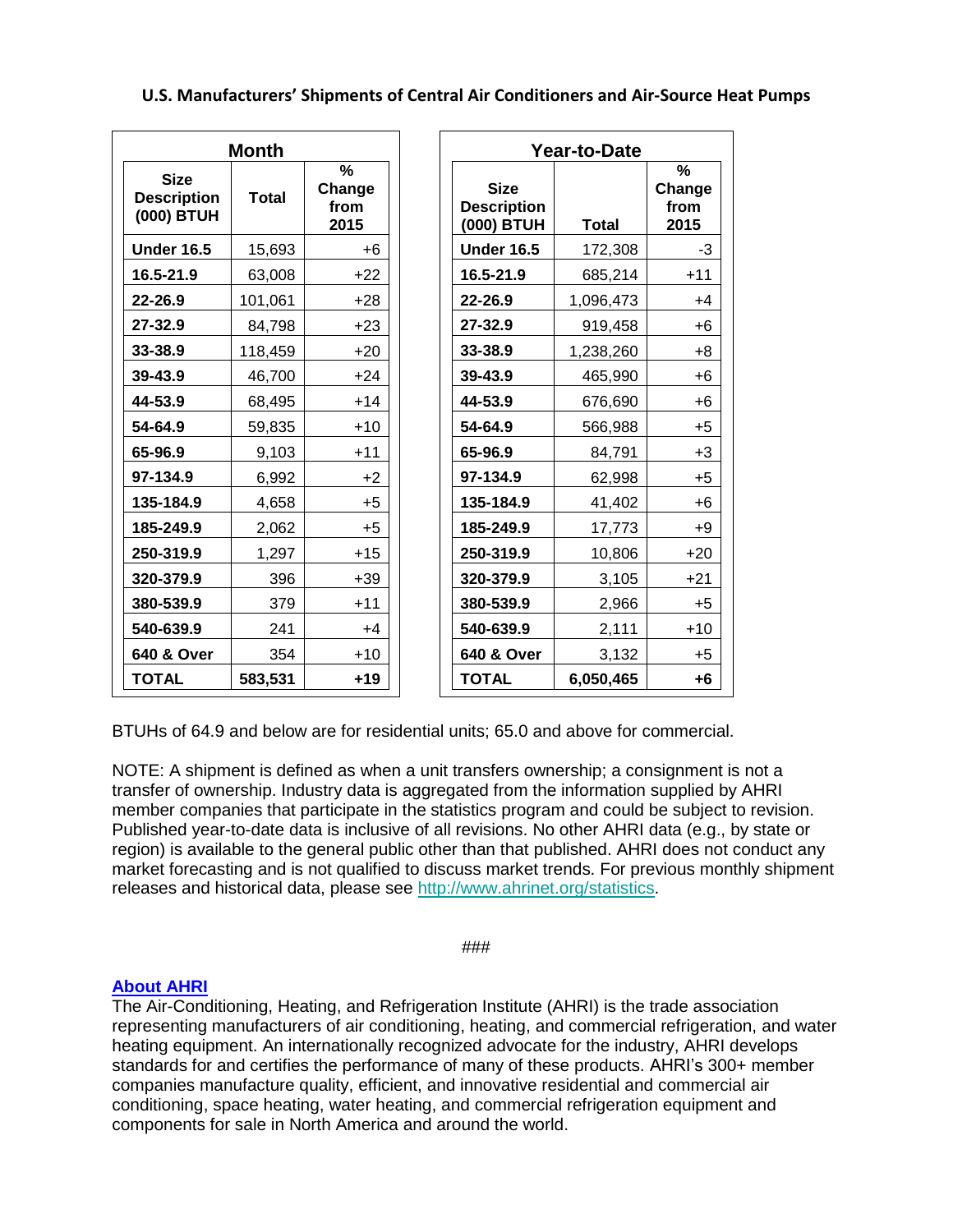**U.S. Manufacturers' Shipments of Central Air Conditioners and Air-Source Heat Pumps**

| Month | | |
|---|---|---|
| Size Description (000) BTUH | Total | % Change from 2015 |
| Under 16.5 | 15,693 | +6 |
| 16.5-21.9 | 63,008 | +22 |
| 22-26.9 | 101,061 | +28 |
| 27-32.9 | 84,798 | +23 |
| 33-38.9 | 118,459 | +20 |
| 39-43.9 | 46,700 | +24 |
| 44-53.9 | 68,495 | +14 |
| 54-64.9 | 59,835 | +10 |
| 65-96.9 | 9,103 | +11 |
| 97-134.9 | 6,992 | +2 |
| 135-184.9 | 4,658 | +5 |
| 185-249.9 | 2,062 | +5 |
| 250-319.9 | 1,297 | +15 |
| 320-379.9 | 396 | +39 |
| 380-539.9 | 379 | +11 |
| 540-639.9 | 241 | +4 |
| 640 & Over | 354 | +10 |
| **TOTAL** | **583,531** | **+19** |

| Year-to-Date | | |
|---|---|---|
| Size Description (000) BTUH | Total | % Change from 2015 |
| Under 16.5 | 172,308 | -3 |
| 16.5-21.9 | 685,214 | +11 |
| 22-26.9 | 1,096,473 | +4 |
| 27-32.9 | 919,458 | +6 |
| 33-38.9 | 1,238,260 | +8 |
| 39-43.9 | 465,990 | +6 |
| 44-53.9 | 676,690 | +6 |
| 54-64.9 | 566,988 | +5 |
| 65-96.9 | 84,791 | +3 |
| 97-134.9 | 62,998 | +5 |
| 135-184.9 | 41,402 | +6 |
| 185-249.9 | 17,773 | +9 |
| 250-319.9 | 10,806 | +20 |
| 320-379.9 | 3,105 | +21 |
| 380-539.9 | 2,966 | +5 |
| 540-639.9 | 2,111 | +10 |
| 640 & Over | 3,132 | +5 |
| **TOTAL** | **6,050,465** | **+6** |

BTUHs of 64.9 and below are for residential units; 65.0 and above for commercial.

NOTE: A shipment is defined as when a unit transfers ownership; a consignment is not a transfer of ownership. Industry data is aggregated from the information supplied by AHRI member companies that participate in the statistics program and could be subject to revision. Published year-to-date data is inclusive of all revisions. No other AHRI data (e.g., by state or region) is available to the general public other than that published. AHRI does not conduct any market forecasting and is not qualified to discuss market trends. For previous monthly shipment releases and historical data, please see http://www.ahrinet.org/statistics.

###

**About AHRI**

The Air-Conditioning, Heating, and Refrigeration Institute (AHRI) is the trade association representing manufacturers of air conditioning, heating, and commercial refrigeration, and water heating equipment. An internationally recognized advocate for the industry, AHRI develops standards for and certifies the performance of many of these products. AHRI's 300+ member companies manufacture quality, efficient, and innovative residential and commercial air conditioning, space heating, water heating, and commercial refrigeration equipment and components for sale in North America and around the world.